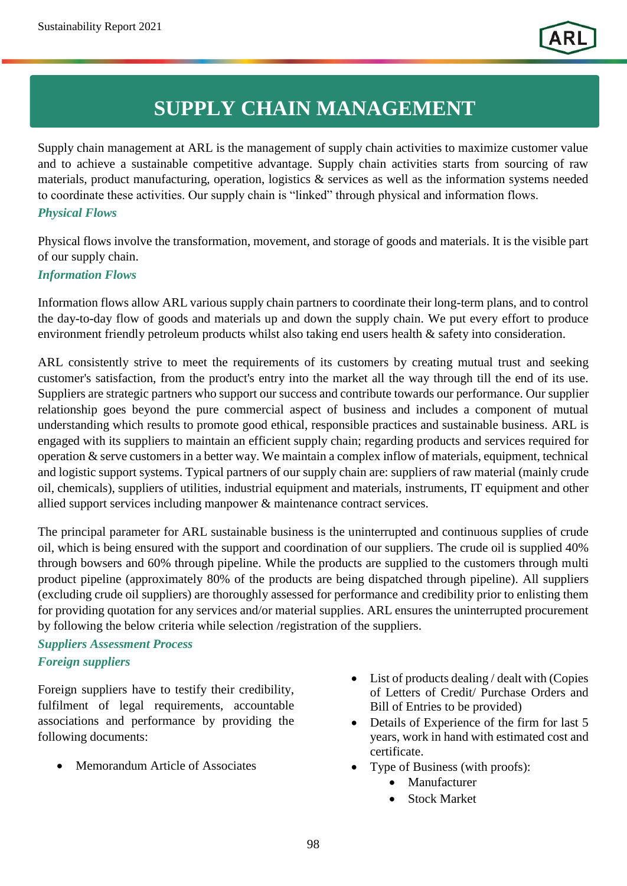# SUPPLY CHAIN MANAGEMENT

Supply chain management at ARL is the management of supply chain activities to maximize customer value and to achieve a sustainable competitive advantage. Supply chain activities starts from sourcing of raw materials, product manufacturing, operation, logistics & services as well as the information systems needed to coordinate these activities. Our supply chain is "linked" through physical and information flows.

***Physical Flows***

Physical flows involve the transformation, movement, and storage of goods and materials. It is the visible part of our supply chain.

***Information Flows***

Information flows allow ARL various supply chain partners to coordinate their long-term plans, and to control the day-to-day flow of goods and materials up and down the supply chain. We put every effort to produce environment friendly petroleum products whilst also taking end users health & safety into consideration.

ARL consistently strive to meet the requirements of its customers by creating mutual trust and seeking customer's satisfaction, from the product's entry into the market all the way through till the end of its use. Suppliers are strategic partners who support our success and contribute towards our performance. Our supplier relationship goes beyond the pure commercial aspect of business and includes a component of mutual understanding which results to promote good ethical, responsible practices and sustainable business. ARL is engaged with its suppliers to maintain an efficient supply chain; regarding products and services required for operation & serve customers in a better way. We maintain a complex inflow of materials, equipment, technical and logistic support systems. Typical partners of our supply chain are: suppliers of raw material (mainly crude oil, chemicals), suppliers of utilities, industrial equipment and materials, instruments, IT equipment and other allied support services including manpower & maintenance contract services.

The principal parameter for ARL sustainable business is the uninterrupted and continuous supplies of crude oil, which is being ensured with the support and coordination of our suppliers. The crude oil is supplied 40% through bowsers and 60% through pipeline. While the products are supplied to the customers through multi product pipeline (approximately 80% of the products are being dispatched through pipeline). All suppliers (excluding crude oil suppliers) are thoroughly assessed for performance and credibility prior to enlisting them for providing quotation for any services and/or material supplies. ARL ensures the uninterrupted procurement by following the below criteria while selection /registration of the suppliers.

***Suppliers Assessment Process***

***Foreign suppliers***

Foreign suppliers have to testify their credibility, fulfilment of legal requirements, accountable associations and performance by providing the following documents:

- Memorandum Article of Associates
- List of products dealing / dealt with (Copies of Letters of Credit/ Purchase Orders and Bill of Entries to be provided)
- Details of Experience of the firm for last 5 years, work in hand with estimated cost and certificate.
- Type of Business (with proofs):
  - Manufacturer
  - Stock Market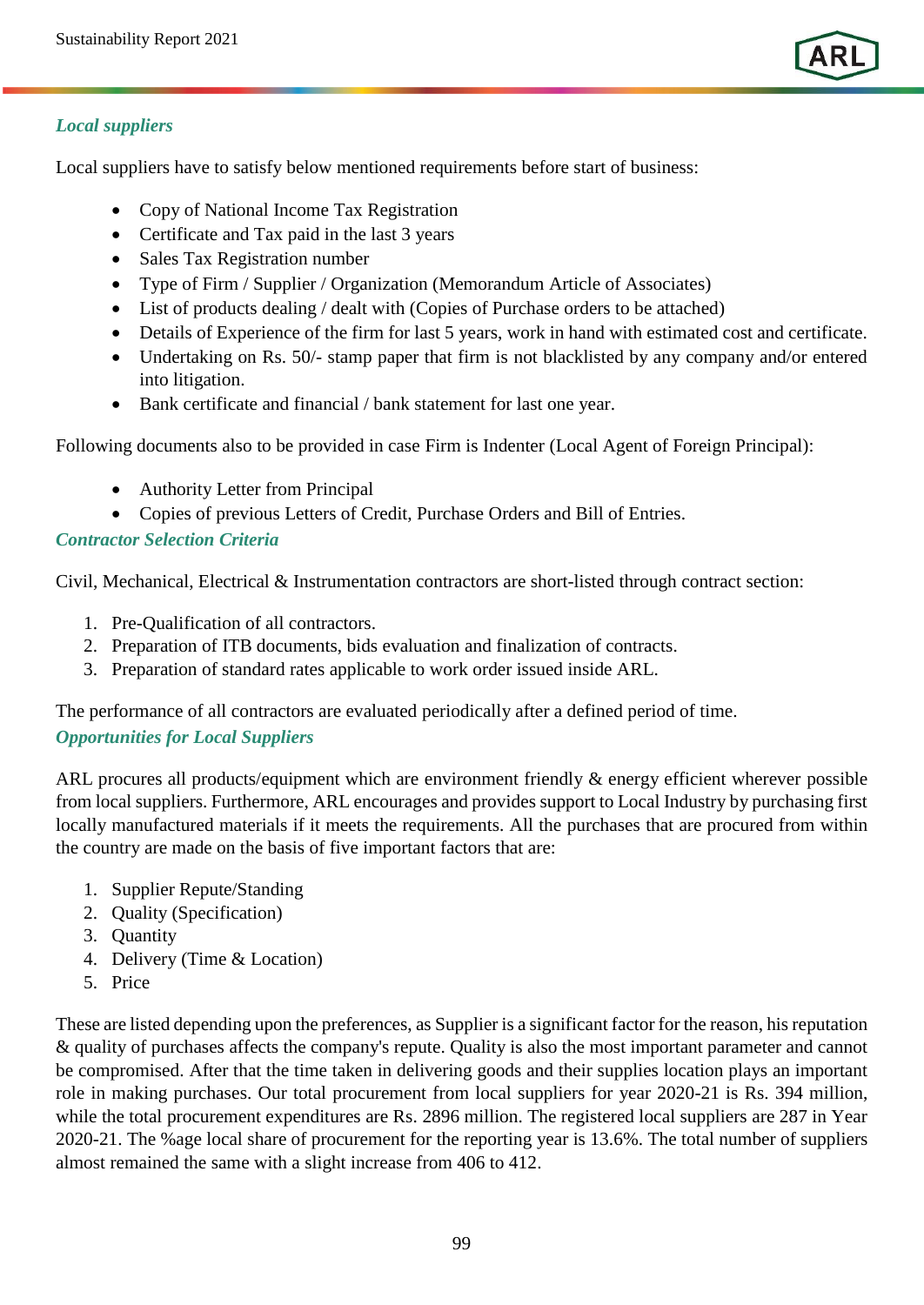### *Local suppliers*

Local suppliers have to satisfy below mentioned requirements before start of business:

- Copy of National Income Tax Registration
- Certificate and Tax paid in the last 3 years
- Sales Tax Registration number
- Type of Firm / Supplier / Organization (Memorandum Article of Associates)
- List of products dealing / dealt with (Copies of Purchase orders to be attached)
- Details of Experience of the firm for last 5 years, work in hand with estimated cost and certificate.
- Undertaking on Rs. 50/- stamp paper that firm is not blacklisted by any company and/or entered into litigation.
- Bank certificate and financial / bank statement for last one year.

Following documents also to be provided in case Firm is Indenter (Local Agent of Foreign Principal):

- Authority Letter from Principal
- Copies of previous Letters of Credit, Purchase Orders and Bill of Entries.

### *Contractor Selection Criteria*

Civil, Mechanical, Electrical & Instrumentation contractors are short-listed through contract section:

1. Pre-Qualification of all contractors.
2. Preparation of ITB documents, bids evaluation and finalization of contracts.
3. Preparation of standard rates applicable to work order issued inside ARL.

The performance of all contractors are evaluated periodically after a defined period of time.

### *Opportunities for Local Suppliers*

ARL procures all products/equipment which are environment friendly & energy efficient wherever possible from local suppliers. Furthermore, ARL encourages and provides support to Local Industry by purchasing first locally manufactured materials if it meets the requirements. All the purchases that are procured from within the country are made on the basis of five important factors that are:

1. Supplier Repute/Standing
2. Quality (Specification)
3. Quantity
4. Delivery (Time & Location)
5. Price

These are listed depending upon the preferences, as Supplier is a significant factor for the reason, his reputation & quality of purchases affects the company's repute. Quality is also the most important parameter and cannot be compromised. After that the time taken in delivering goods and their supplies location plays an important role in making purchases. Our total procurement from local suppliers for year 2020-21 is Rs. 394 million, while the total procurement expenditures are Rs. 2896 million. The registered local suppliers are 287 in Year 2020-21. The %age local share of procurement for the reporting year is 13.6%. The total number of suppliers almost remained the same with a slight increase from 406 to 412.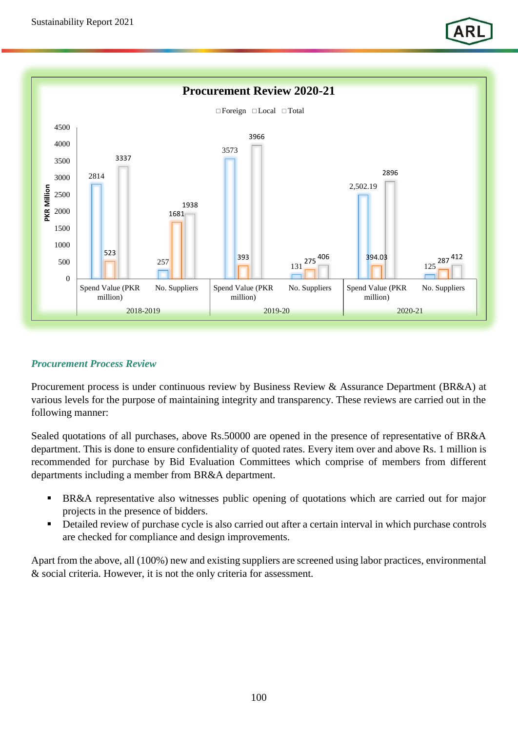**Procurement Review 2020-21**

Foreign  Local  Total

PKR Million

4500
4000
3500
3000
2500
2000
1500
1000
500
0

2814 523 3337 257 1681 1938 3573 393 3966 131 275 406 2,502.19 394.03 2896 125 287 412

Spend Value (PKR million) | No. Suppliers | Spend Value (PKR million) | No. Suppliers | Spend Value (PKR million) | No. Suppliers

2018-2019 | 2019-20 | 2020-21

### *Procurement Process Review*

Procurement process is under continuous review by Business Review & Assurance Department (BR&A) at various levels for the purpose of maintaining integrity and transparency. These reviews are carried out in the following manner:

Sealed quotations of all purchases, above Rs.50000 are opened in the presence of representative of BR&A department. This is done to ensure confidentiality of quoted rates. Every item over and above Rs. 1 million is recommended for purchase by Bid Evaluation Committees which comprise of members from different departments including a member from BR&A department.

- BR&A representative also witnesses public opening of quotations which are carried out for major projects in the presence of bidders.
- Detailed review of purchase cycle is also carried out after a certain interval in which purchase controls are checked for compliance and design improvements.

Apart from the above, all (100%) new and existing suppliers are screened using labor practices, environmental & social criteria. However, it is not the only criteria for assessment.